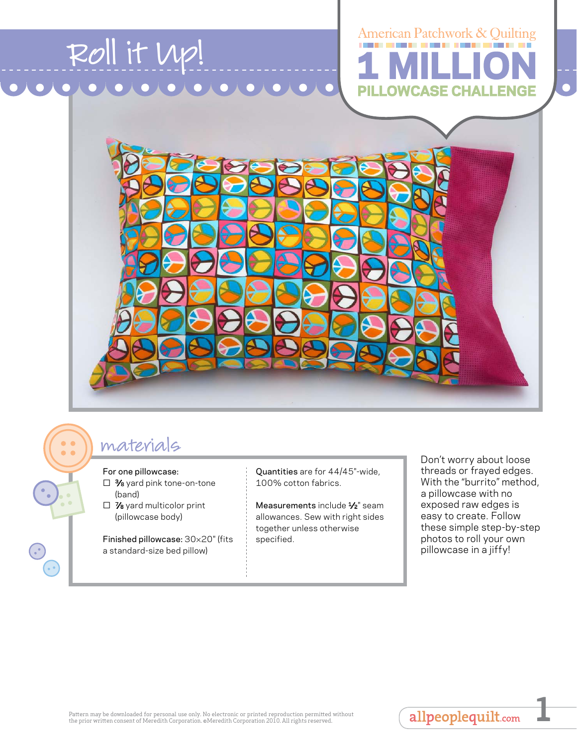# Roll it Up!

American Patchwork & Quilting
**1 MILLION PILLOWCASE CHALLENGE**

## materials

For one pillowcase:

- ☐ ⅜ yard pink tone-on-tone (band)
- ☐ ⅞ yard multicolor print (pillowcase body)

Finished pillowcase: 30×20" (fits a standard-size bed pillow)

Quantities are for 44/45"-wide, 100% cotton fabrics.

Measurements include ½" seam allowances. Sew with right sides together unless otherwise specified.

Don't worry about loose threads or frayed edges. With the "burrito" method, a pillowcase with no exposed raw edges is easy to create. Follow these simple step-by-step photos to roll your own pillowcase in a jiffy!

Pattern may be downloaded for personal use only. No electronic or printed reproduction permitted without the prior written consent of Meredith Corporation. ©Meredith Corporation 2010. All rights reserved.

allpeoplequilt.com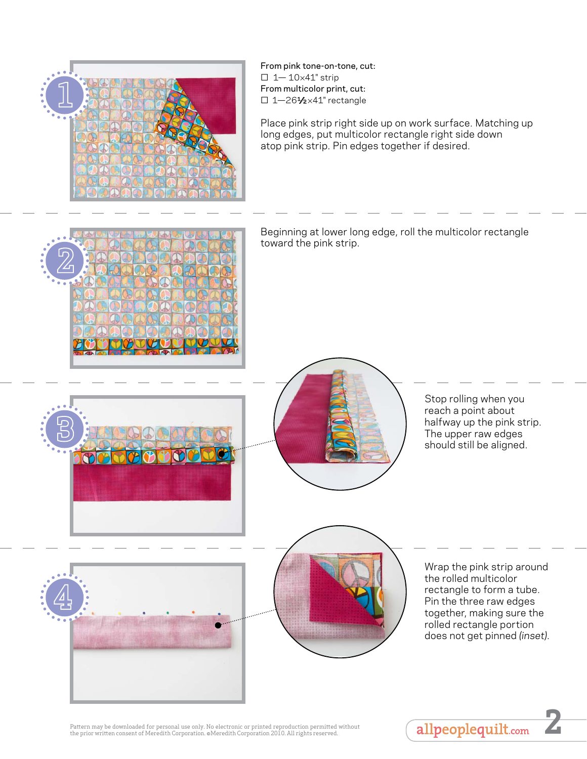**1**

**From pink tone-on-tone, cut:**

- ☐ 1— 10×41" strip

**From multicolor print, cut:**

- ☐ 1—26½×41" rectangle

Place pink strip right side up on work surface. Matching up long edges, put multicolor rectangle right side down atop pink strip. Pin edges together if desired.

**2**

Beginning at lower long edge, roll the multicolor rectangle toward the pink strip.

**3**

Stop rolling when you reach a point about halfway up the pink strip. The upper raw edges should still be aligned.

**4**

Wrap the pink strip around the rolled multicolor rectangle to form a tube. Pin the three raw edges together, making sure the rolled rectangle portion does not get pinned *(inset)*.

Pattern may be downloaded for personal use only. No electronic or printed reproduction permitted without the prior written consent of Meredith Corporation. ©Meredith Corporation 2010. All rights reserved.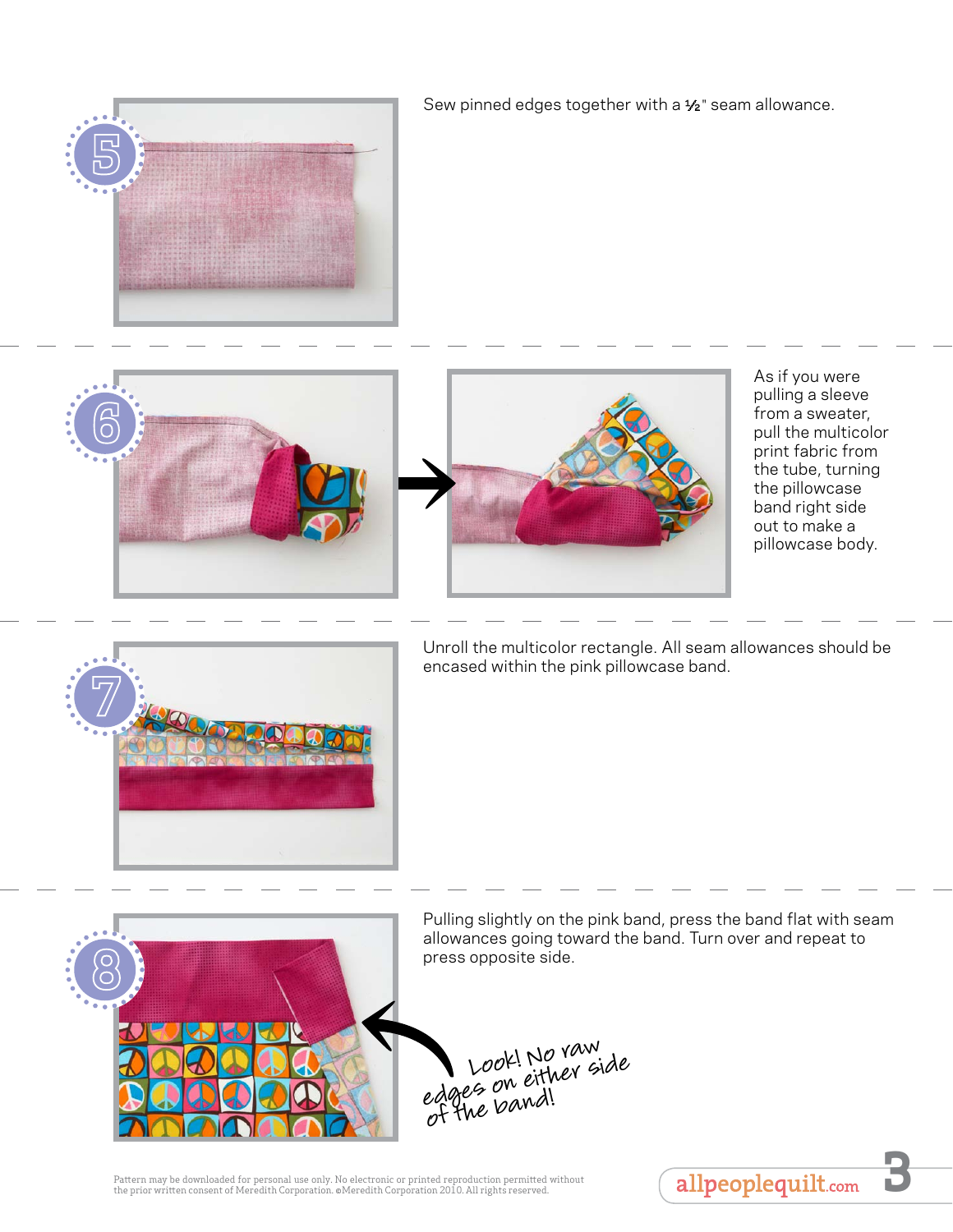5

Sew pinned edges together with a ½" seam allowance.

6

As if you were pulling a sleeve from a sweater, pull the multicolor print fabric from the tube, turning the pillowcase band right side out to make a pillowcase body.

7

Unroll the multicolor rectangle. All seam allowances should be encased within the pink pillowcase band.

8

Pulling slightly on the pink band, press the band flat with seam allowances going toward the band. Turn over and repeat to press opposite side.

Look! No raw edges on either side of the band!

Pattern may be downloaded for personal use only. No electronic or printed reproduction permitted without the prior written consent of Meredith Corporation. ©Meredith Corporation 2010. All rights reserved.

allpeoplequilt.com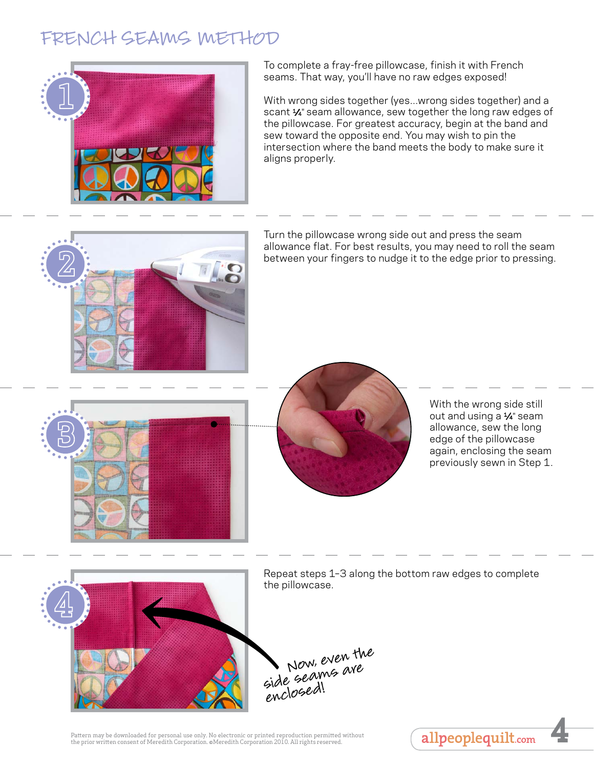# FRENCH SEAMS METHOD

**1**

To complete a fray-free pillowcase, finish it with French seams. That way, you'll have no raw edges exposed!

With wrong sides together (yes...wrong sides together) and a scant ¼" seam allowance, sew together the long raw edges of the pillowcase. For greatest accuracy, begin at the band and sew toward the opposite end. You may wish to pin the intersection where the band meets the body to make sure it aligns properly.

**2**

Turn the pillowcase wrong side out and press the seam allowance flat. For best results, you may need to roll the seam between your fingers to nudge it to the edge prior to pressing.

**3**

With the wrong side still out and using a ¼" seam allowance, sew the long edge of the pillowcase again, enclosing the seam previously sewn in Step 1.

**4**

Repeat steps 1–3 along the bottom raw edges to complete the pillowcase.

Now, even the side seams are enclosed!

Pattern may be downloaded for personal use only. No electronic or printed reproduction permitted without the prior written consent of Meredith Corporation. ©Meredith Corporation 2010. All rights reserved.

allpeoplequilt.com